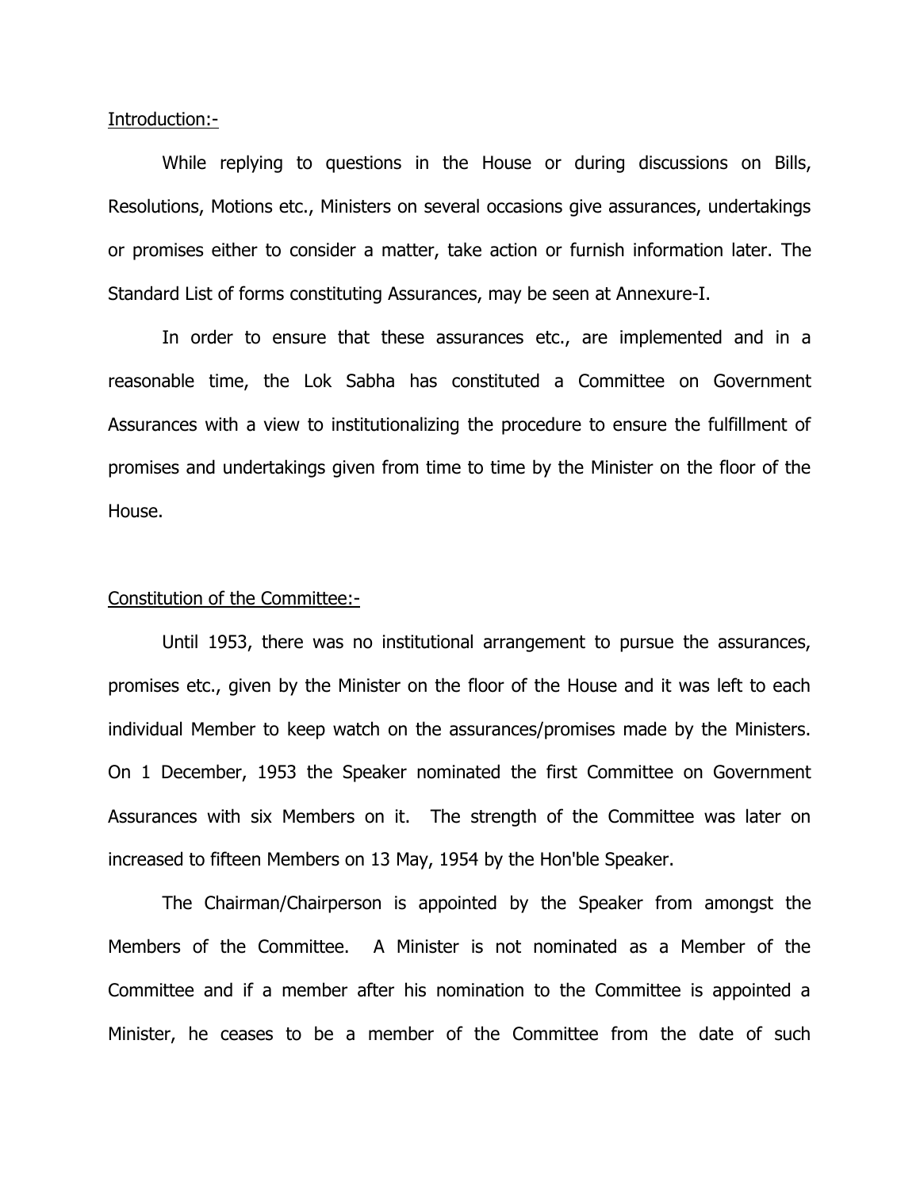<u>Introduction:-</u>

While replying to questions in the House or during discussions on Bills, Resolutions, Motions etc., Ministers on several occasions give assurances, undertakings or promises either to consider a matter, take action or furnish information later. The Standard List of forms constituting Assurances, may be seen at Annexure-I.

In order to ensure that these assurances etc., are implemented and in a reasonable time, the Lok Sabha has constituted a Committee on Government Assurances with a view to institutionalizing the procedure to ensure the fulfillment of promises and undertakings given from time to time by the Minister on the floor of the House.

<u>Constitution of the Committee:-</u>

Until 1953, there was no institutional arrangement to pursue the assurances, promises etc., given by the Minister on the floor of the House and it was left to each individual Member to keep watch on the assurances/promises made by the Ministers. On 1 December, 1953 the Speaker nominated the first Committee on Government Assurances with six Members on it. The strength of the Committee was later on increased to fifteen Members on 13 May, 1954 by the Hon'ble Speaker.

The Chairman/Chairperson is appointed by the Speaker from amongst the Members of the Committee. A Minister is not nominated as a Member of the Committee and if a member after his nomination to the Committee is appointed a Minister, he ceases to be a member of the Committee from the date of such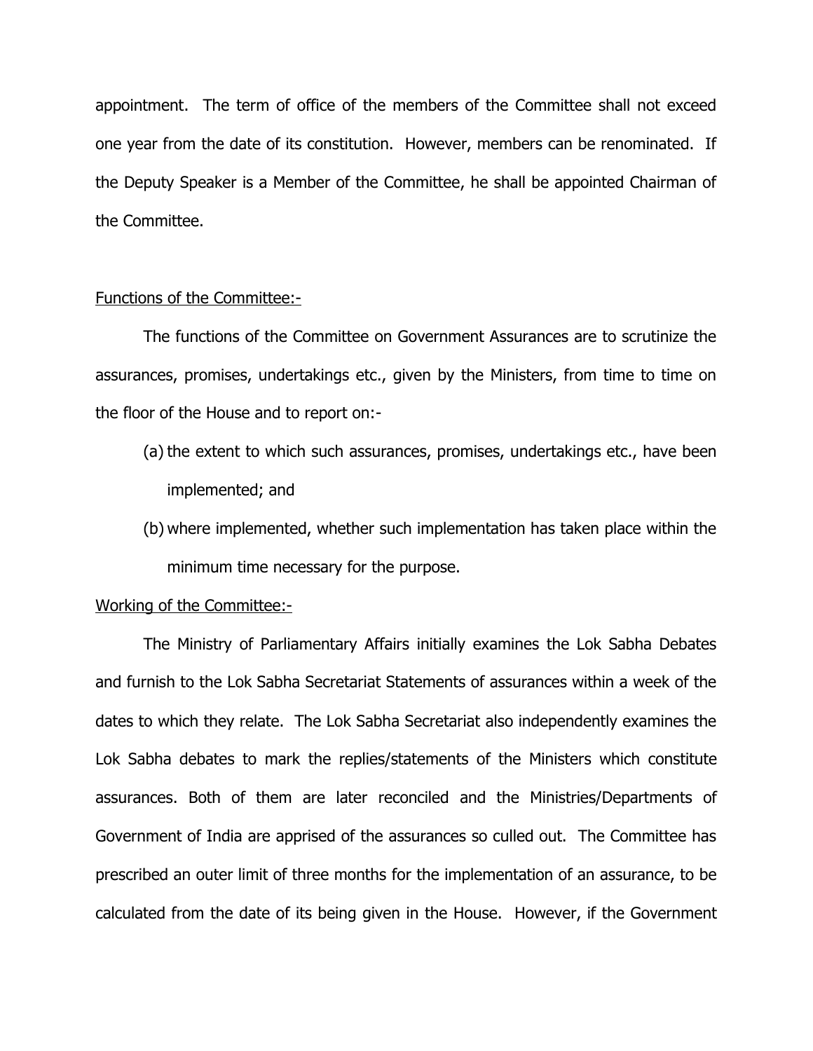appointment. The term of office of the members of the Committee shall not exceed one year from the date of its constitution. However, members can be renominated. If the Deputy Speaker is a Member of the Committee, he shall be appointed Chairman of the Committee.

<u>Functions of the Committee:-</u>

The functions of the Committee on Government Assurances are to scrutinize the assurances, promises, undertakings etc., given by the Ministers, from time to time on the floor of the House and to report on:-

(a) the extent to which such assurances, promises, undertakings etc., have been implemented; and

(b) where implemented, whether such implementation has taken place within the minimum time necessary for the purpose.

<u>Working of the Committee:-</u>

The Ministry of Parliamentary Affairs initially examines the Lok Sabha Debates and furnish to the Lok Sabha Secretariat Statements of assurances within a week of the dates to which they relate. The Lok Sabha Secretariat also independently examines the Lok Sabha debates to mark the replies/statements of the Ministers which constitute assurances. Both of them are later reconciled and the Ministries/Departments of Government of India are apprised of the assurances so culled out. The Committee has prescribed an outer limit of three months for the implementation of an assurance, to be calculated from the date of its being given in the House. However, if the Government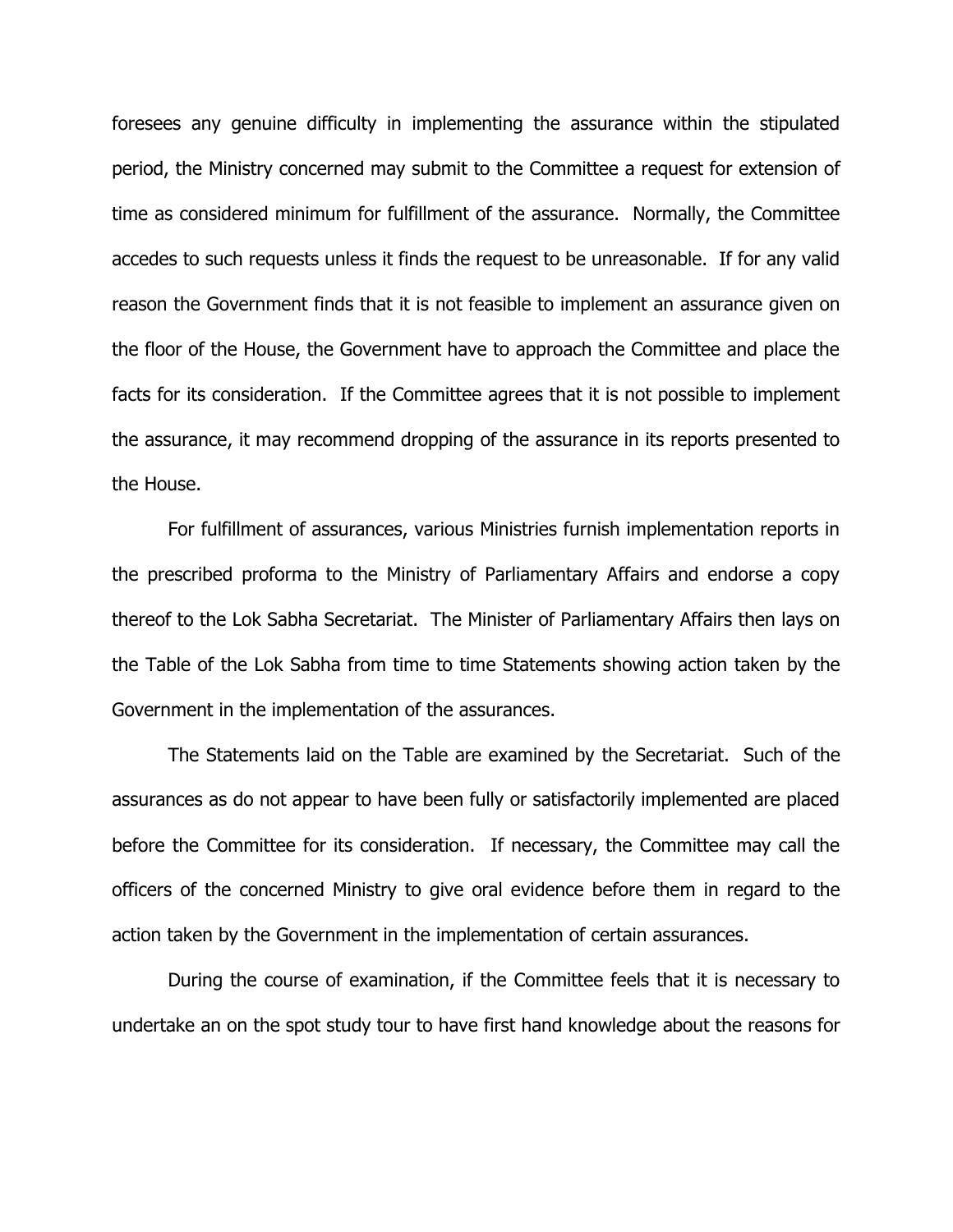foresees any genuine difficulty in implementing the assurance within the stipulated period, the Ministry concerned may submit to the Committee a request for extension of time as considered minimum for fulfillment of the assurance. Normally, the Committee accedes to such requests unless it finds the request to be unreasonable. If for any valid reason the Government finds that it is not feasible to implement an assurance given on the floor of the House, the Government have to approach the Committee and place the facts for its consideration. If the Committee agrees that it is not possible to implement the assurance, it may recommend dropping of the assurance in its reports presented to the House.

For fulfillment of assurances, various Ministries furnish implementation reports in the prescribed proforma to the Ministry of Parliamentary Affairs and endorse a copy thereof to the Lok Sabha Secretariat. The Minister of Parliamentary Affairs then lays on the Table of the Lok Sabha from time to time Statements showing action taken by the Government in the implementation of the assurances.

The Statements laid on the Table are examined by the Secretariat. Such of the assurances as do not appear to have been fully or satisfactorily implemented are placed before the Committee for its consideration. If necessary, the Committee may call the officers of the concerned Ministry to give oral evidence before them in regard to the action taken by the Government in the implementation of certain assurances.

During the course of examination, if the Committee feels that it is necessary to undertake an on the spot study tour to have first hand knowledge about the reasons for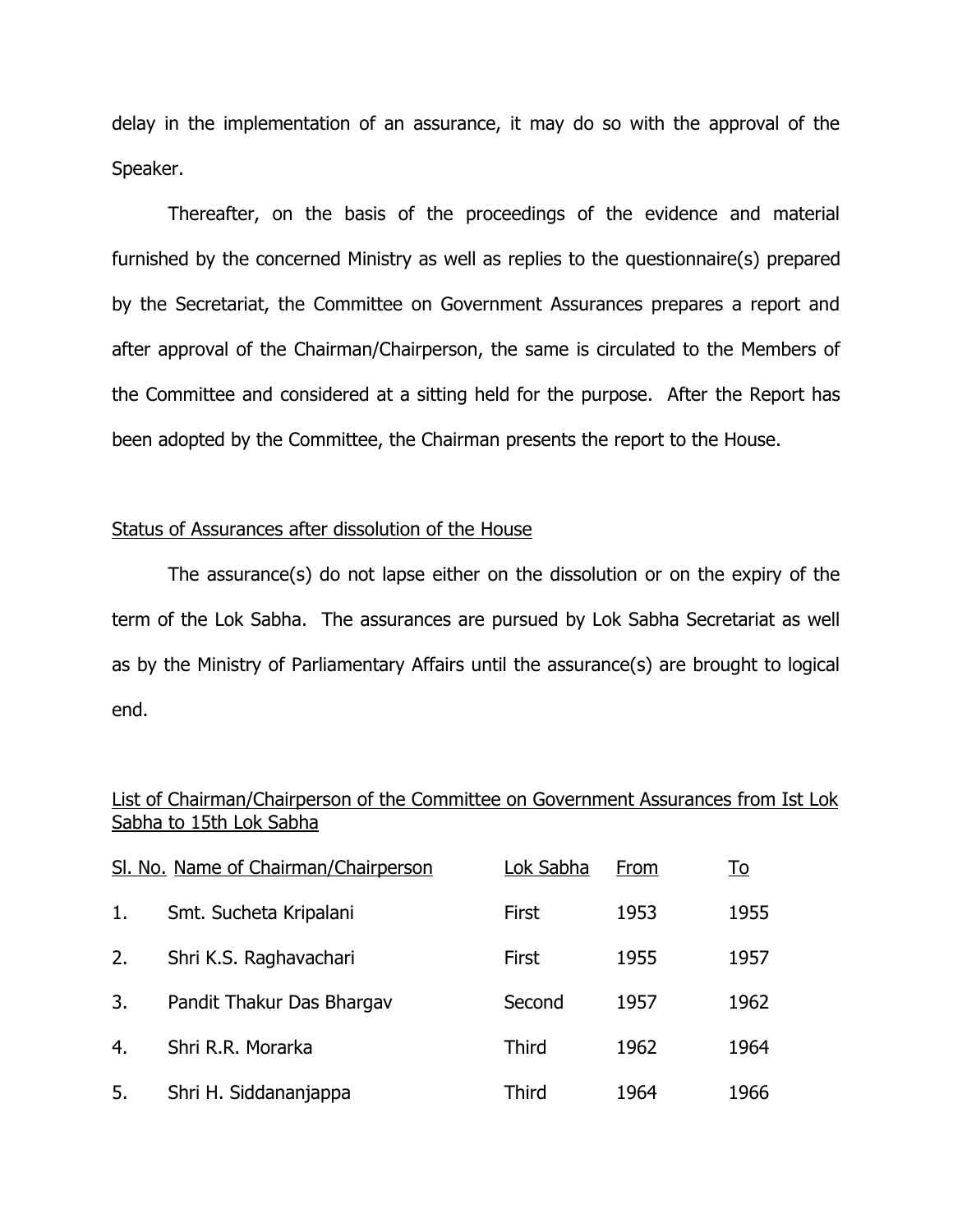delay in the implementation of an assurance, it may do so with the approval of the Speaker.

Thereafter, on the basis of the proceedings of the evidence and material furnished by the concerned Ministry as well as replies to the questionnaire(s) prepared by the Secretariat, the Committee on Government Assurances prepares a report and after approval of the Chairman/Chairperson, the same is circulated to the Members of the Committee and considered at a sitting held for the purpose. After the Report has been adopted by the Committee, the Chairman presents the report to the House.

## Status of Assurances after dissolution of the House

The assurance(s) do not lapse either on the dissolution or on the expiry of the term of the Lok Sabha. The assurances are pursued by Lok Sabha Secretariat as well as by the Ministry of Parliamentary Affairs until the assurance(s) are brought to logical end.

## List of Chairman/Chairperson of the Committee on Government Assurances from Ist Lok Sabha to 15th Lok Sabha

| Sl. No. | Name of Chairman/Chairperson | Lok Sabha | From | To |
|---|---|---|---|---|
| 1. | Smt. Sucheta Kripalani | First | 1953 | 1955 |
| 2. | Shri K.S. Raghavachari | First | 1955 | 1957 |
| 3. | Pandit Thakur Das Bhargav | Second | 1957 | 1962 |
| 4. | Shri R.R. Morarka | Third | 1962 | 1964 |
| 5. | Shri H. Siddananjappa | Third | 1964 | 1966 |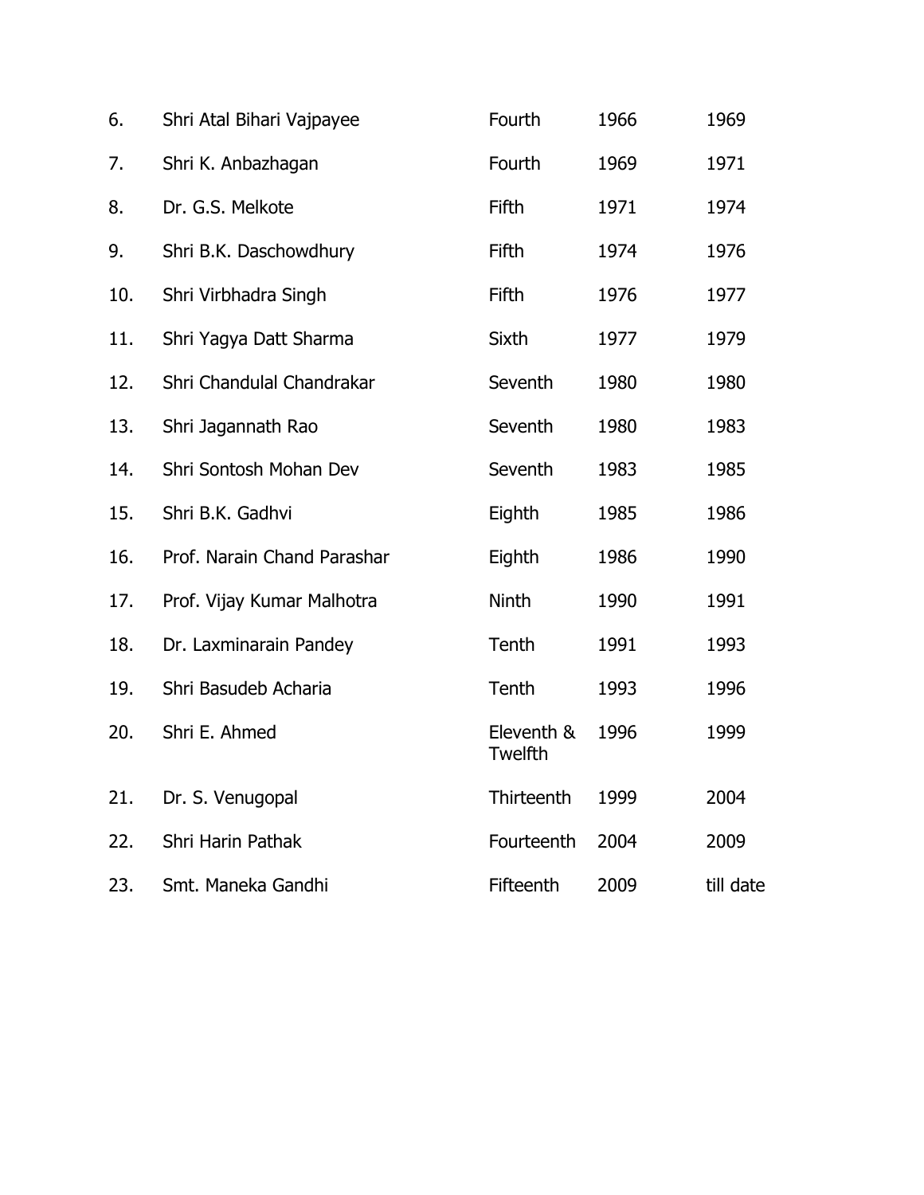| | | | | |
|---|---|---|---|---|
| 6. | Shri Atal Bihari Vajpayee | Fourth | 1966 | 1969 |
| 7. | Shri K. Anbazhagan | Fourth | 1969 | 1971 |
| 8. | Dr. G.S. Melkote | Fifth | 1971 | 1974 |
| 9. | Shri B.K. Daschowdhury | Fifth | 1974 | 1976 |
| 10. | Shri Virbhadra Singh | Fifth | 1976 | 1977 |
| 11. | Shri Yagya Datt Sharma | Sixth | 1977 | 1979 |
| 12. | Shri Chandulal Chandrakar | Seventh | 1980 | 1980 |
| 13. | Shri Jagannath Rao | Seventh | 1980 | 1983 |
| 14. | Shri Sontosh Mohan Dev | Seventh | 1983 | 1985 |
| 15. | Shri B.K. Gadhvi | Eighth | 1985 | 1986 |
| 16. | Prof. Narain Chand Parashar | Eighth | 1986 | 1990 |
| 17. | Prof. Vijay Kumar Malhotra | Ninth | 1990 | 1991 |
| 18. | Dr. Laxminarain Pandey | Tenth | 1991 | 1993 |
| 19. | Shri Basudeb Acharia | Tenth | 1993 | 1996 |
| 20. | Shri E. Ahmed | Eleventh & Twelfth | 1996 | 1999 |
| 21. | Dr. S. Venugopal | Thirteenth | 1999 | 2004 |
| 22. | Shri Harin Pathak | Fourteenth | 2004 | 2009 |
| 23. | Smt. Maneka Gandhi | Fifteenth | 2009 | till date |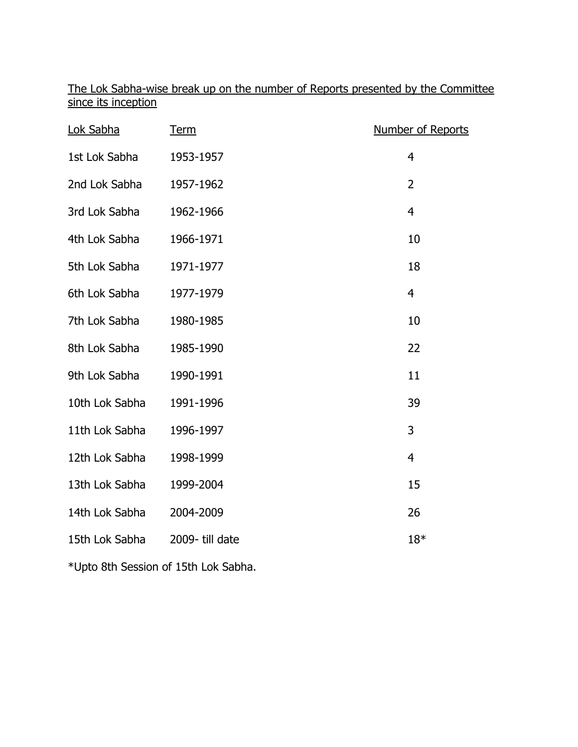The Lok Sabha-wise break up on the number of Reports presented by the Committee since its inception

| Lok Sabha | Term | Number of Reports |
| --- | --- | --- |
| 1st Lok Sabha | 1953-1957 | 4 |
| 2nd Lok Sabha | 1957-1962 | 2 |
| 3rd Lok Sabha | 1962-1966 | 4 |
| 4th Lok Sabha | 1966-1971 | 10 |
| 5th Lok Sabha | 1971-1977 | 18 |
| 6th Lok Sabha | 1977-1979 | 4 |
| 7th Lok Sabha | 1980-1985 | 10 |
| 8th Lok Sabha | 1985-1990 | 22 |
| 9th Lok Sabha | 1990-1991 | 11 |
| 10th Lok Sabha | 1991-1996 | 39 |
| 11th Lok Sabha | 1996-1997 | 3 |
| 12th Lok Sabha | 1998-1999 | 4 |
| 13th Lok Sabha | 1999-2004 | 15 |
| 14th Lok Sabha | 2004-2009 | 26 |
| 15th Lok Sabha | 2009- till date | 18* |

*Upto 8th Session of 15th Lok Sabha.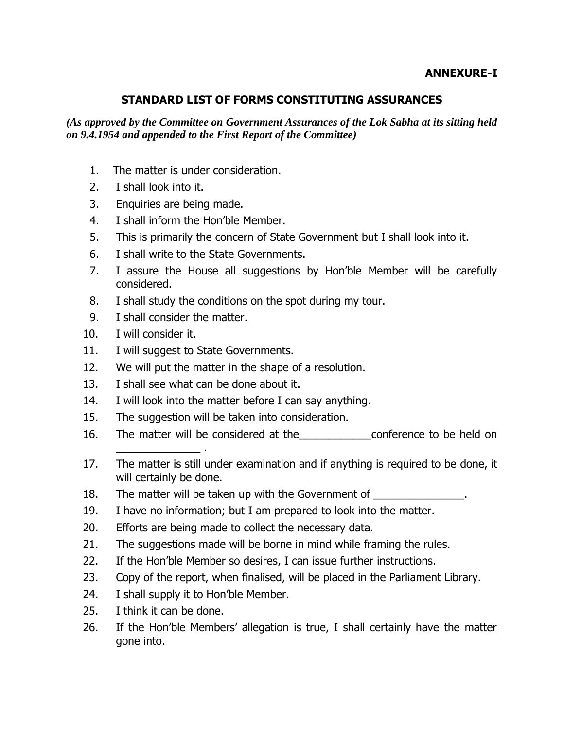**ANNEXURE-I**

## STANDARD LIST OF FORMS CONSTITUTING ASSURANCES

***(As approved by the Committee on Government Assurances of the Lok Sabha at its sitting held on 9.4.1954 and appended to the First Report of the Committee)***

1. The matter is under consideration.
2. I shall look into it.
3. Enquiries are being made.
4. I shall inform the Hon'ble Member.
5. This is primarily the concern of State Government but I shall look into it.
6. I shall write to the State Governments.
7. I assure the House all suggestions by Hon'ble Member will be carefully considered.
8. I shall study the conditions on the spot during my tour.
9. I shall consider the matter.
10. I will consider it.
11. I will suggest to State Governments.
12. We will put the matter in the shape of a resolution.
13. I shall see what can be done about it.
14. I will look into the matter before I can say anything.
15. The suggestion will be taken into consideration.
16. The matter will be considered at the____________conference to be held on ______________ .
17. The matter is still under examination and if anything is required to be done, it will certainly be done.
18. The matter will be taken up with the Government of _______________.
19. I have no information; but I am prepared to look into the matter.
20. Efforts are being made to collect the necessary data.
21. The suggestions made will be borne in mind while framing the rules.
22. If the Hon'ble Member so desires, I can issue further instructions.
23. Copy of the report, when finalised, will be placed in the Parliament Library.
24. I shall supply it to Hon'ble Member.
25. I think it can be done.
26. If the Hon'ble Members' allegation is true, I shall certainly have the matter gone into.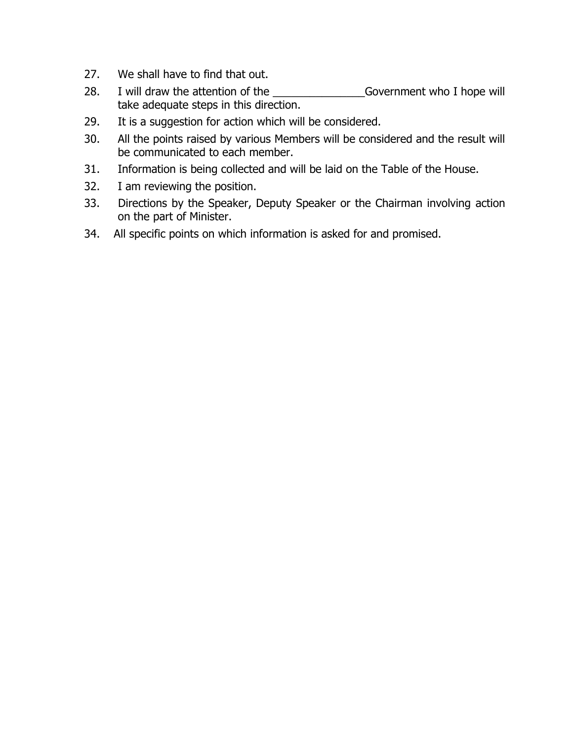27. We shall have to find that out.
28. I will draw the attention of the _______________Government who I hope will take adequate steps in this direction.
29. It is a suggestion for action which will be considered.
30. All the points raised by various Members will be considered and the result will be communicated to each member.
31. Information is being collected and will be laid on the Table of the House.
32. I am reviewing the position.
33. Directions by the Speaker, Deputy Speaker or the Chairman involving action on the part of Minister.
34. All specific points on which information is asked for and promised.